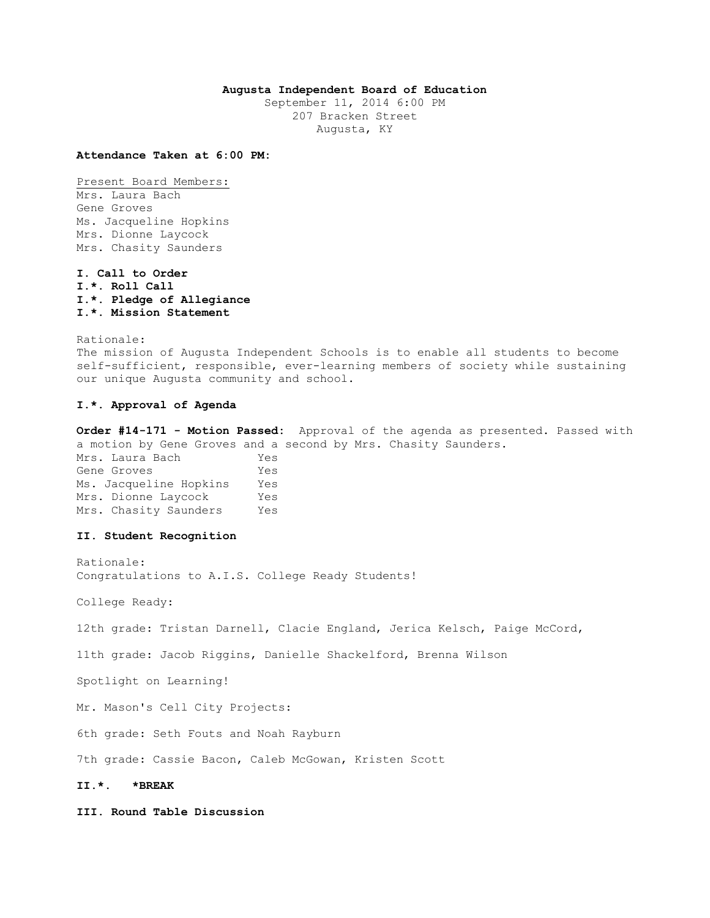**Augusta Independent Board of Education**

September 11, 2014 6:00 PM
207 Bracken Street
Augusta, KY

**Attendance Taken at 6:00 PM:**

Present Board Members:
Mrs. Laura Bach
Gene Groves
Ms. Jacqueline Hopkins
Mrs. Dionne Laycock
Mrs. Chasity Saunders

**I. Call to Order**
**I.*. Roll Call**
**I.*. Pledge of Allegiance**
**I.*. Mission Statement**

Rationale:
The mission of Augusta Independent Schools is to enable all students to become self-sufficient, responsible, ever-learning members of society while sustaining our unique Augusta community and school.

**I.*. Approval of Agenda**

**Order #14-171 - Motion Passed:** Approval of the agenda as presented. Passed with a motion by Gene Groves and a second by Mrs. Chasity Saunders.

| | |
|---|---|
| Mrs. Laura Bach | Yes |
| Gene Groves | Yes |
| Ms. Jacqueline Hopkins | Yes |
| Mrs. Dionne Laycock | Yes |
| Mrs. Chasity Saunders | Yes |

**II. Student Recognition**

Rationale:
Congratulations to A.I.S. College Ready Students!

College Ready:

12th grade: Tristan Darnell, Clacie England, Jerica Kelsch, Paige McCord,

11th grade: Jacob Riggins, Danielle Shackelford, Brenna Wilson

Spotlight on Learning!

Mr. Mason's Cell City Projects:

6th grade: Seth Fouts and Noah Rayburn

7th grade: Cassie Bacon, Caleb McGowan, Kristen Scott

**II.*. *BREAK**

**III. Round Table Discussion**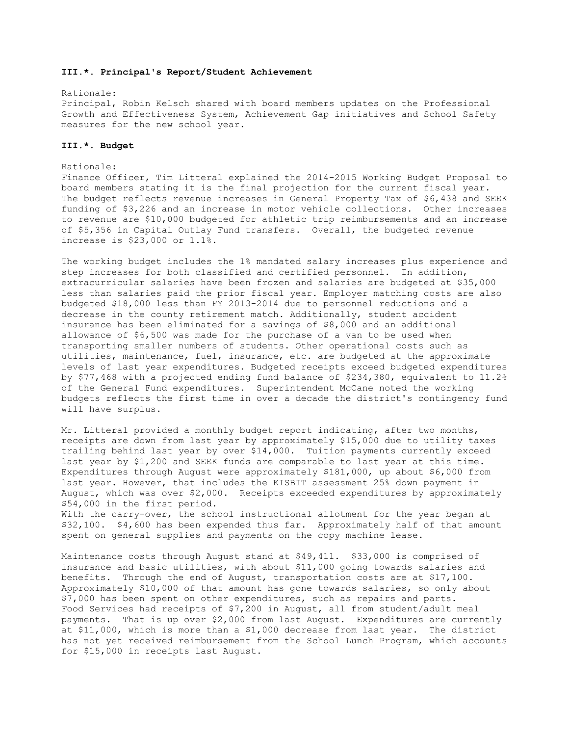**III.\*. Principal's Report/Student Achievement**

Rationale:
Principal, Robin Kelsch shared with board members updates on the Professional Growth and Effectiveness System, Achievement Gap initiatives and School Safety measures for the new school year.

**III.\*. Budget**

Rationale:
Finance Officer, Tim Litteral explained the 2014-2015 Working Budget Proposal to board members stating it is the final projection for the current fiscal year. The budget reflects revenue increases in General Property Tax of $6,438 and SEEK funding of $3,226 and an increase in motor vehicle collections. Other increases to revenue are $10,000 budgeted for athletic trip reimbursements and an increase of $5,356 in Capital Outlay Fund transfers. Overall, the budgeted revenue increase is $23,000 or 1.1%.

The working budget includes the 1% mandated salary increases plus experience and step increases for both classified and certified personnel. In addition, extracurricular salaries have been frozen and salaries are budgeted at $35,000 less than salaries paid the prior fiscal year. Employer matching costs are also budgeted $18,000 less than FY 2013-2014 due to personnel reductions and a decrease in the county retirement match. Additionally, student accident insurance has been eliminated for a savings of $8,000 and an additional allowance of $6,500 was made for the purchase of a van to be used when transporting smaller numbers of students. Other operational costs such as utilities, maintenance, fuel, insurance, etc. are budgeted at the approximate levels of last year expenditures. Budgeted receipts exceed budgeted expenditures by $77,468 with a projected ending fund balance of $234,380, equivalent to 11.2% of the General Fund expenditures. Superintendent McCane noted the working budgets reflects the first time in over a decade the district's contingency fund will have surplus.

Mr. Litteral provided a monthly budget report indicating, after two months, receipts are down from last year by approximately $15,000 due to utility taxes trailing behind last year by over $14,000. Tuition payments currently exceed last year by $1,200 and SEEK funds are comparable to last year at this time. Expenditures through August were approximately $181,000, up about $6,000 from last year. However, that includes the KISBIT assessment 25% down payment in August, which was over $2,000. Receipts exceeded expenditures by approximately $54,000 in the first period.
With the carry-over, the school instructional allotment for the year began at $32,100. $4,600 has been expended thus far. Approximately half of that amount spent on general supplies and payments on the copy machine lease.

Maintenance costs through August stand at $49,411. $33,000 is comprised of insurance and basic utilities, with about $11,000 going towards salaries and benefits. Through the end of August, transportation costs are at $17,100. Approximately $10,000 of that amount has gone towards salaries, so only about $7,000 has been spent on other expenditures, such as repairs and parts.
Food Services had receipts of $7,200 in August, all from student/adult meal payments. That is up over $2,000 from last August. Expenditures are currently at $11,000, which is more than a $1,000 decrease from last year. The district has not yet received reimbursement from the School Lunch Program, which accounts for $15,000 in receipts last August.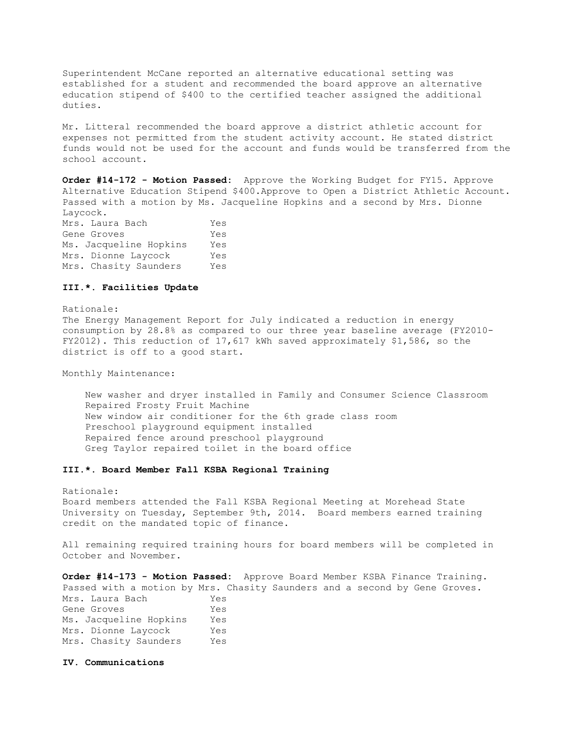Superintendent McCane reported an alternative educational setting was established for a student and recommended the board approve an alternative education stipend of $400 to the certified teacher assigned the additional duties.

Mr. Litteral recommended the board approve a district athletic account for expenses not permitted from the student activity account. He stated district funds would not be used for the account and funds would be transferred from the school account.

**Order #14-172 - Motion Passed:** Approve the Working Budget for FY15. Approve Alternative Education Stipend $400.Approve to Open a District Athletic Account. Passed with a motion by Ms. Jacqueline Hopkins and a second by Mrs. Dionne Laycock.

| | |
|---|---|
| Mrs. Laura Bach | Yes |
| Gene Groves | Yes |
| Ms. Jacqueline Hopkins | Yes |
| Mrs. Dionne Laycock | Yes |
| Mrs. Chasity Saunders | Yes |

### III.*. Facilities Update

Rationale:
The Energy Management Report for July indicated a reduction in energy consumption by 28.8% as compared to our three year baseline average (FY2010-FY2012). This reduction of 17,617 kWh saved approximately $1,586, so the district is off to a good start.

Monthly Maintenance:

- New washer and dryer installed in Family and Consumer Science Classroom
- Repaired Frosty Fruit Machine
- New window air conditioner for the 6th grade class room
- Preschool playground equipment installed
- Repaired fence around preschool playground
- Greg Taylor repaired toilet in the board office

### III.*. Board Member Fall KSBA Regional Training

Rationale:
Board members attended the Fall KSBA Regional Meeting at Morehead State University on Tuesday, September 9th, 2014. Board members earned training credit on the mandated topic of finance.

All remaining required training hours for board members will be completed in October and November.

**Order #14-173 - Motion Passed:** Approve Board Member KSBA Finance Training. Passed with a motion by Mrs. Chasity Saunders and a second by Gene Groves.

| | |
|---|---|
| Mrs. Laura Bach | Yes |
| Gene Groves | Yes |
| Ms. Jacqueline Hopkins | Yes |
| Mrs. Dionne Laycock | Yes |
| Mrs. Chasity Saunders | Yes |

### IV. Communications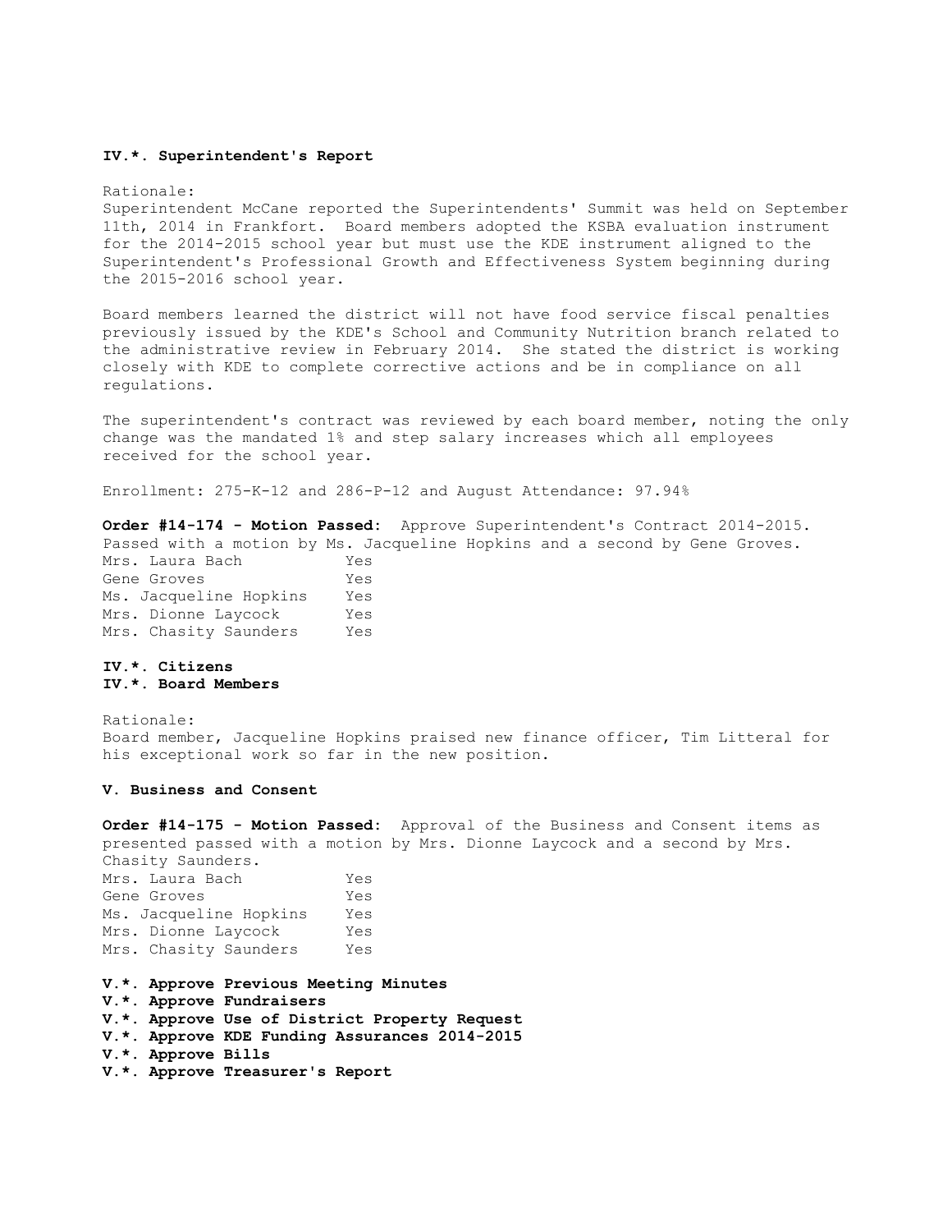**IV.*. Superintendent's Report**

Rationale:
Superintendent McCane reported the Superintendents' Summit was held on September 11th, 2014 in Frankfort. Board members adopted the KSBA evaluation instrument for the 2014-2015 school year but must use the KDE instrument aligned to the Superintendent's Professional Growth and Effectiveness System beginning during the 2015-2016 school year.

Board members learned the district will not have food service fiscal penalties previously issued by the KDE's School and Community Nutrition branch related to the administrative review in February 2014. She stated the district is working closely with KDE to complete corrective actions and be in compliance on all regulations.

The superintendent's contract was reviewed by each board member, noting the only change was the mandated 1% and step salary increases which all employees received for the school year.

Enrollment: 275-K-12 and 286-P-12 and August Attendance: 97.94%

**Order #14-174 - Motion Passed:** Approve Superintendent's Contract 2014-2015. Passed with a motion by Ms. Jacqueline Hopkins and a second by Gene Groves.

| | |
|---|---|
| Mrs. Laura Bach | Yes |
| Gene Groves | Yes |
| Ms. Jacqueline Hopkins | Yes |
| Mrs. Dionne Laycock | Yes |
| Mrs. Chasity Saunders | Yes |

**IV.*. Citizens**
**IV.*. Board Members**

Rationale:
Board member, Jacqueline Hopkins praised new finance officer, Tim Litteral for his exceptional work so far in the new position.

**V. Business and Consent**

**Order #14-175 - Motion Passed:** Approval of the Business and Consent items as presented passed with a motion by Mrs. Dionne Laycock and a second by Mrs. Chasity Saunders.

| | |
|---|---|
| Mrs. Laura Bach | Yes |
| Gene Groves | Yes |
| Ms. Jacqueline Hopkins | Yes |
| Mrs. Dionne Laycock | Yes |
| Mrs. Chasity Saunders | Yes |

**V.*. Approve Previous Meeting Minutes**
**V.*. Approve Fundraisers**
**V.*. Approve Use of District Property Request**
**V.*. Approve KDE Funding Assurances 2014-2015**
**V.*. Approve Bills**
**V.*. Approve Treasurer's Report**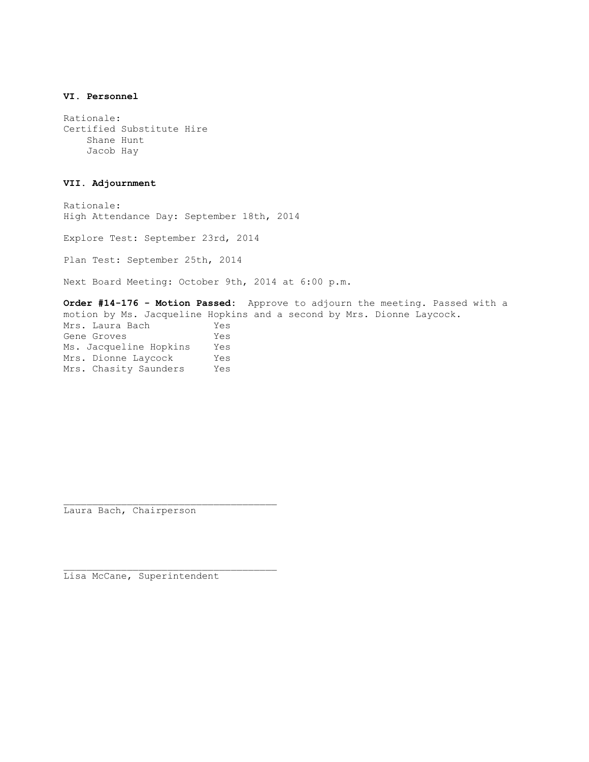### VI. Personnel

Rationale:
Certified Substitute Hire
    Shane Hunt
    Jacob Hay

### VII. Adjournment

Rationale:
High Attendance Day: September 18th, 2014

Explore Test: September 23rd, 2014

Plan Test: September 25th, 2014

Next Board Meeting: October 9th, 2014 at 6:00 p.m.

**Order #14-176 - Motion Passed:** Approve to adjourn the meeting. Passed with a motion by Ms. Jacqueline Hopkins and a second by Mrs. Dionne Laycock.

| | |
|---|---|
| Mrs. Laura Bach | Yes |
| Gene Groves | Yes |
| Ms. Jacqueline Hopkins | Yes |
| Mrs. Dionne Laycock | Yes |
| Mrs. Chasity Saunders | Yes |

_____________________________________
Laura Bach, Chairperson

_____________________________________
Lisa McCane, Superintendent